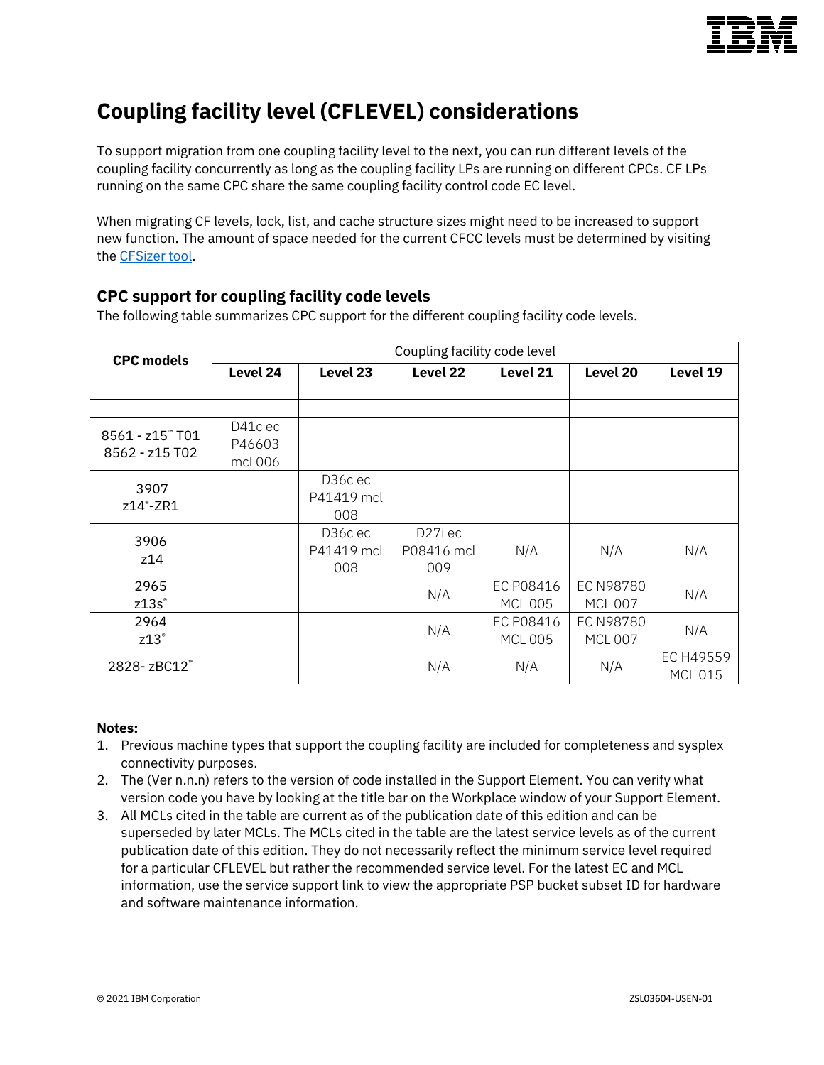# Coupling facility level (CFLEVEL) considerations

To support migration from one coupling facility level to the next, you can run different levels of the coupling facility concurrently as long as the coupling facility LPs are running on different CPCs. CF LPs running on the same CPC share the same coupling facility control code EC level.

When migrating CF levels, lock, list, and cache structure sizes might need to be increased to support new function. The amount of space needed for the current CFCC levels must be determined by visiting the CFSizer tool.

## CPC support for coupling facility code levels

The following table summarizes CPC support for the different coupling facility code levels.

| CPC models | Coupling facility code level | | | | | |
|---|---|---|---|---|---|---|
| | **Level 24** | **Level 23** | **Level 22** | **Level 21** | **Level 20** | **Level 19** |
| | | | | | | |
| | | | | | | |
| 8561 - z15™ T01<br>8562 - z15 T02 | D41c ec P46603 mcl 006 | | | | | |
| 3907<br>z14®-ZR1 | | D36c ec P41419 mcl 008 | | | | |
| 3906<br>z14 | | D36c ec P41419 mcl 008 | D27i ec P08416 mcl 009 | N/A | N/A | N/A |
| 2965<br>z13s® | | | N/A | EC P08416 MCL 005 | EC N98780 MCL 007 | N/A |
| 2964<br>z13® | | | N/A | EC P08416 MCL 005 | EC N98780 MCL 007 | N/A |
| 2828- zBC12™ | | | N/A | N/A | N/A | EC H49559 MCL 015 |

**Notes:**

1. Previous machine types that support the coupling facility are included for completeness and sysplex connectivity purposes.
2. The (Ver n.n.n) refers to the version of code installed in the Support Element. You can verify what version code you have by looking at the title bar on the Workplace window of your Support Element.
3. All MCLs cited in the table are current as of the publication date of this edition and can be superseded by later MCLs. The MCLs cited in the table are the latest service levels as of the current publication date of this edition. They do not necessarily reflect the minimum service level required for a particular CFLEVEL but rather the recommended service level. For the latest EC and MCL information, use the service support link to view the appropriate PSP bucket subset ID for hardware and software maintenance information.

© 2021 IBM Corporation ZSL03604-USEN-01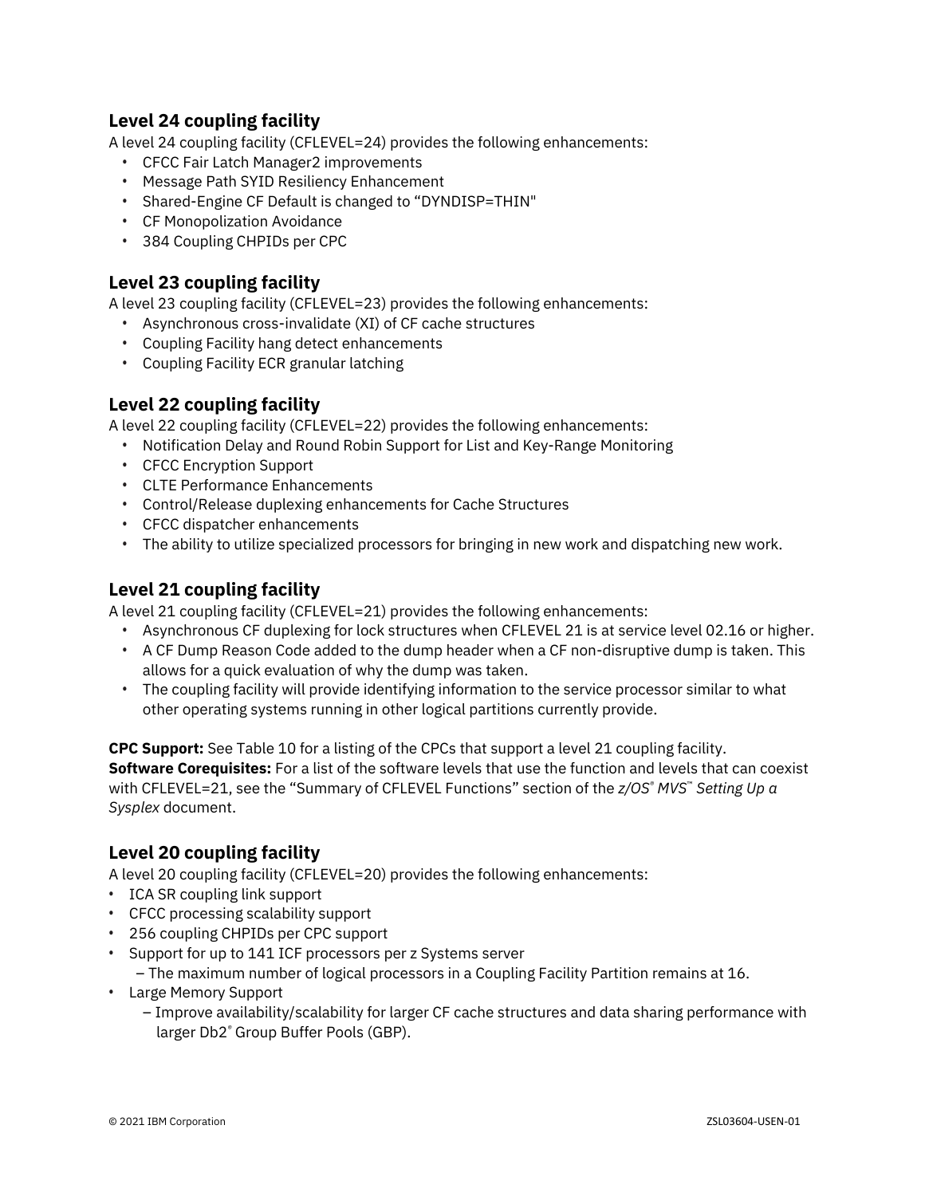## Level 24 coupling facility

A level 24 coupling facility (CFLEVEL=24) provides the following enhancements:

- CFCC Fair Latch Manager2 improvements
- Message Path SYID Resiliency Enhancement
- Shared-Engine CF Default is changed to “DYNDISP=THIN"
- CF Monopolization Avoidance
- 384 Coupling CHPIDs per CPC

## Level 23 coupling facility

A level 23 coupling facility (CFLEVEL=23) provides the following enhancements:

- Asynchronous cross-invalidate (XI) of CF cache structures
- Coupling Facility hang detect enhancements
- Coupling Facility ECR granular latching

## Level 22 coupling facility

A level 22 coupling facility (CFLEVEL=22) provides the following enhancements:

- Notification Delay and Round Robin Support for List and Key-Range Monitoring
- CFCC Encryption Support
- CLTE Performance Enhancements
- Control/Release duplexing enhancements for Cache Structures
- CFCC dispatcher enhancements
- The ability to utilize specialized processors for bringing in new work and dispatching new work.

## Level 21 coupling facility

A level 21 coupling facility (CFLEVEL=21) provides the following enhancements:

- Asynchronous CF duplexing for lock structures when CFLEVEL 21 is at service level 02.16 or higher.
- A CF Dump Reason Code added to the dump header when a CF non-disruptive dump is taken. This allows for a quick evaluation of why the dump was taken.
- The coupling facility will provide identifying information to the service processor similar to what other operating systems running in other logical partitions currently provide.

**CPC Support:** See Table 10 for a listing of the CPCs that support a level 21 coupling facility.
**Software Corequisites:** For a list of the software levels that use the function and levels that can coexist with CFLEVEL=21, see the “Summary of CFLEVEL Functions” section of the *z/OS® MVS™ Setting Up a Sysplex* document.

## Level 20 coupling facility

A level 20 coupling facility (CFLEVEL=20) provides the following enhancements:

- ICA SR coupling link support
- CFCC processing scalability support
- 256 coupling CHPIDs per CPC support
- Support for up to 141 ICF processors per z Systems server
  - The maximum number of logical processors in a Coupling Facility Partition remains at 16.
- Large Memory Support
  - Improve availability/scalability for larger CF cache structures and data sharing performance with larger Db2® Group Buffer Pools (GBP).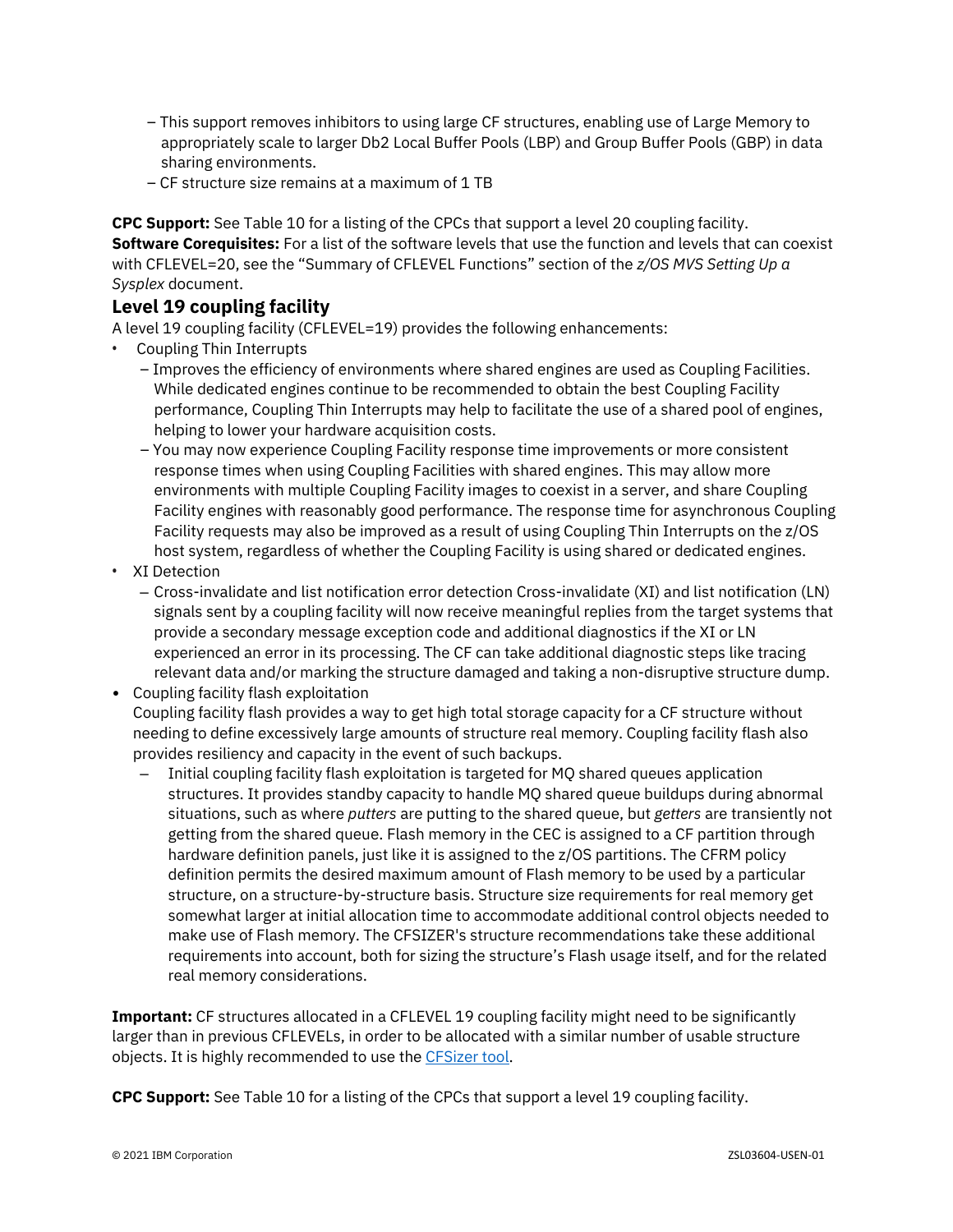- This support removes inhibitors to using large CF structures, enabling use of Large Memory to appropriately scale to larger Db2 Local Buffer Pools (LBP) and Group Buffer Pools (GBP) in data sharing environments.
  - CF structure size remains at a maximum of 1 TB

**CPC Support:** See Table 10 for a listing of the CPCs that support a level 20 coupling facility.
**Software Corequisites:** For a list of the software levels that use the function and levels that can coexist with CFLEVEL=20, see the "Summary of CFLEVEL Functions" section of the *z/OS MVS Setting Up a Sysplex* document.

## Level 19 coupling facility

A level 19 coupling facility (CFLEVEL=19) provides the following enhancements:

- Coupling Thin Interrupts
  - Improves the efficiency of environments where shared engines are used as Coupling Facilities. While dedicated engines continue to be recommended to obtain the best Coupling Facility performance, Coupling Thin Interrupts may help to facilitate the use of a shared pool of engines, helping to lower your hardware acquisition costs.
  - You may now experience Coupling Facility response time improvements or more consistent response times when using Coupling Facilities with shared engines. This may allow more environments with multiple Coupling Facility images to coexist in a server, and share Coupling Facility engines with reasonably good performance. The response time for asynchronous Coupling Facility requests may also be improved as a result of using Coupling Thin Interrupts on the z/OS host system, regardless of whether the Coupling Facility is using shared or dedicated engines.
- XI Detection
  - Cross-invalidate and list notification error detection Cross-invalidate (XI) and list notification (LN) signals sent by a coupling facility will now receive meaningful replies from the target systems that provide a secondary message exception code and additional diagnostics if the XI or LN experienced an error in its processing. The CF can take additional diagnostic steps like tracing relevant data and/or marking the structure damaged and taking a non-disruptive structure dump.
- Coupling facility flash exploitation
  Coupling facility flash provides a way to get high total storage capacity for a CF structure without needing to define excessively large amounts of structure real memory. Coupling facility flash also provides resiliency and capacity in the event of such backups.
  - Initial coupling facility flash exploitation is targeted for MQ shared queues application structures. It provides standby capacity to handle MQ shared queue buildups during abnormal situations, such as where *putters* are putting to the shared queue, but *getters* are transiently not getting from the shared queue. Flash memory in the CEC is assigned to a CF partition through hardware definition panels, just like it is assigned to the z/OS partitions. The CFRM policy definition permits the desired maximum amount of Flash memory to be used by a particular structure, on a structure-by-structure basis. Structure size requirements for real memory get somewhat larger at initial allocation time to accommodate additional control objects needed to make use of Flash memory. The CFSIZER's structure recommendations take these additional requirements into account, both for sizing the structure's Flash usage itself, and for the related real memory considerations.

**Important:** CF structures allocated in a CFLEVEL 19 coupling facility might need to be significantly larger than in previous CFLEVELs, in order to be allocated with a similar number of usable structure objects. It is highly recommended to use the CFSizer tool.

**CPC Support:** See Table 10 for a listing of the CPCs that support a level 19 coupling facility.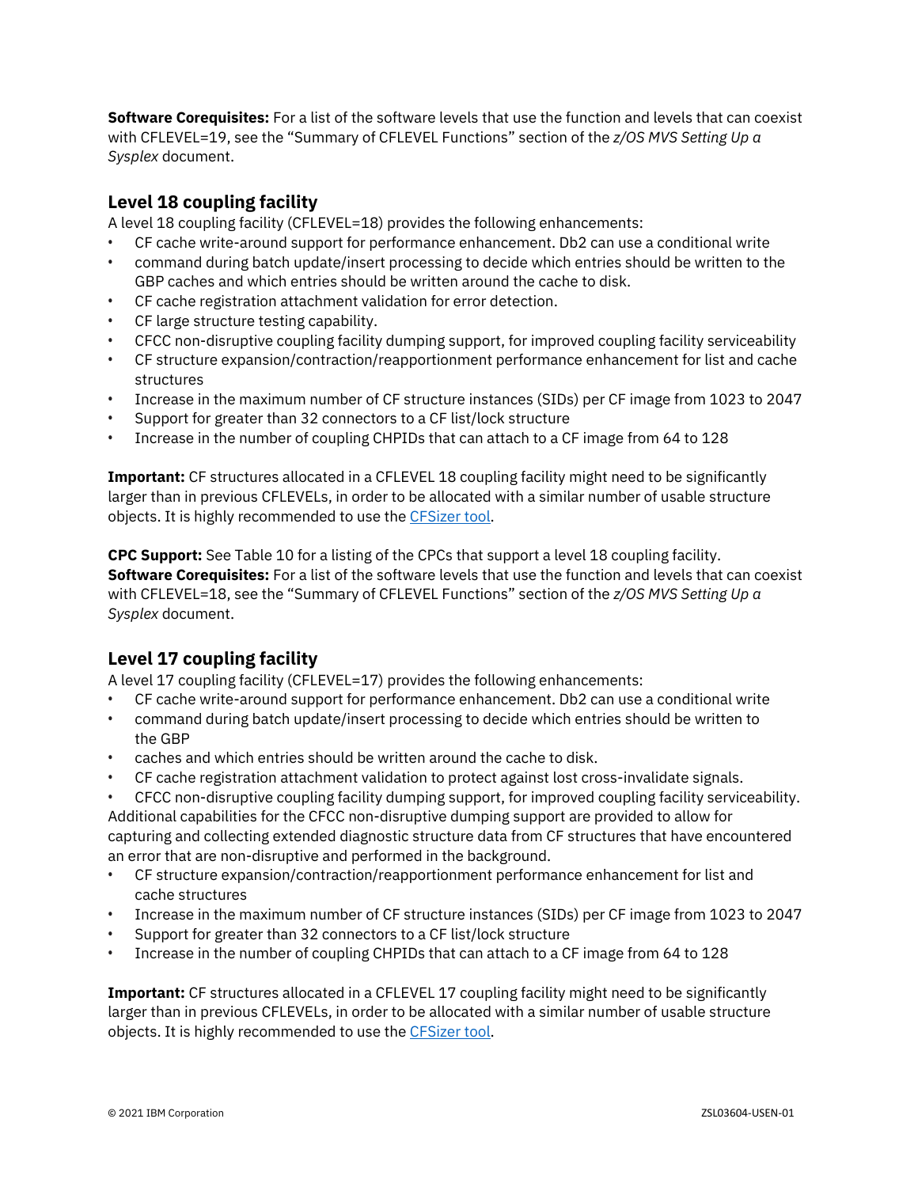**Software Corequisites:** For a list of the software levels that use the function and levels that can coexist with CFLEVEL=19, see the "Summary of CFLEVEL Functions" section of the *z/OS MVS Setting Up a Sysplex* document.

## Level 18 coupling facility

A level 18 coupling facility (CFLEVEL=18) provides the following enhancements:

- CF cache write-around support for performance enhancement. Db2 can use a conditional write
- command during batch update/insert processing to decide which entries should be written to the GBP caches and which entries should be written around the cache to disk.
- CF cache registration attachment validation for error detection.
- CF large structure testing capability.
- CFCC non-disruptive coupling facility dumping support, for improved coupling facility serviceability
- CF structure expansion/contraction/reapportionment performance enhancement for list and cache structures
- Increase in the maximum number of CF structure instances (SIDs) per CF image from 1023 to 2047
- Support for greater than 32 connectors to a CF list/lock structure
- Increase in the number of coupling CHPIDs that can attach to a CF image from 64 to 128

**Important:** CF structures allocated in a CFLEVEL 18 coupling facility might need to be significantly larger than in previous CFLEVELs, in order to be allocated with a similar number of usable structure objects. It is highly recommended to use the CFSizer tool.

**CPC Support:** See Table 10 for a listing of the CPCs that support a level 18 coupling facility.
**Software Corequisites:** For a list of the software levels that use the function and levels that can coexist with CFLEVEL=18, see the "Summary of CFLEVEL Functions" section of the *z/OS MVS Setting Up a Sysplex* document.

## Level 17 coupling facility

A level 17 coupling facility (CFLEVEL=17) provides the following enhancements:

- CF cache write-around support for performance enhancement. Db2 can use a conditional write
- command during batch update/insert processing to decide which entries should be written to the GBP
- caches and which entries should be written around the cache to disk.
- CF cache registration attachment validation to protect against lost cross-invalidate signals.
- CFCC non-disruptive coupling facility dumping support, for improved coupling facility serviceability.

Additional capabilities for the CFCC non-disruptive dumping support are provided to allow for capturing and collecting extended diagnostic structure data from CF structures that have encountered an error that are non-disruptive and performed in the background.

- CF structure expansion/contraction/reapportionment performance enhancement for list and cache structures
- Increase in the maximum number of CF structure instances (SIDs) per CF image from 1023 to 2047
- Support for greater than 32 connectors to a CF list/lock structure
- Increase in the number of coupling CHPIDs that can attach to a CF image from 64 to 128

**Important:** CF structures allocated in a CFLEVEL 17 coupling facility might need to be significantly larger than in previous CFLEVELs, in order to be allocated with a similar number of usable structure objects. It is highly recommended to use the CFSizer tool.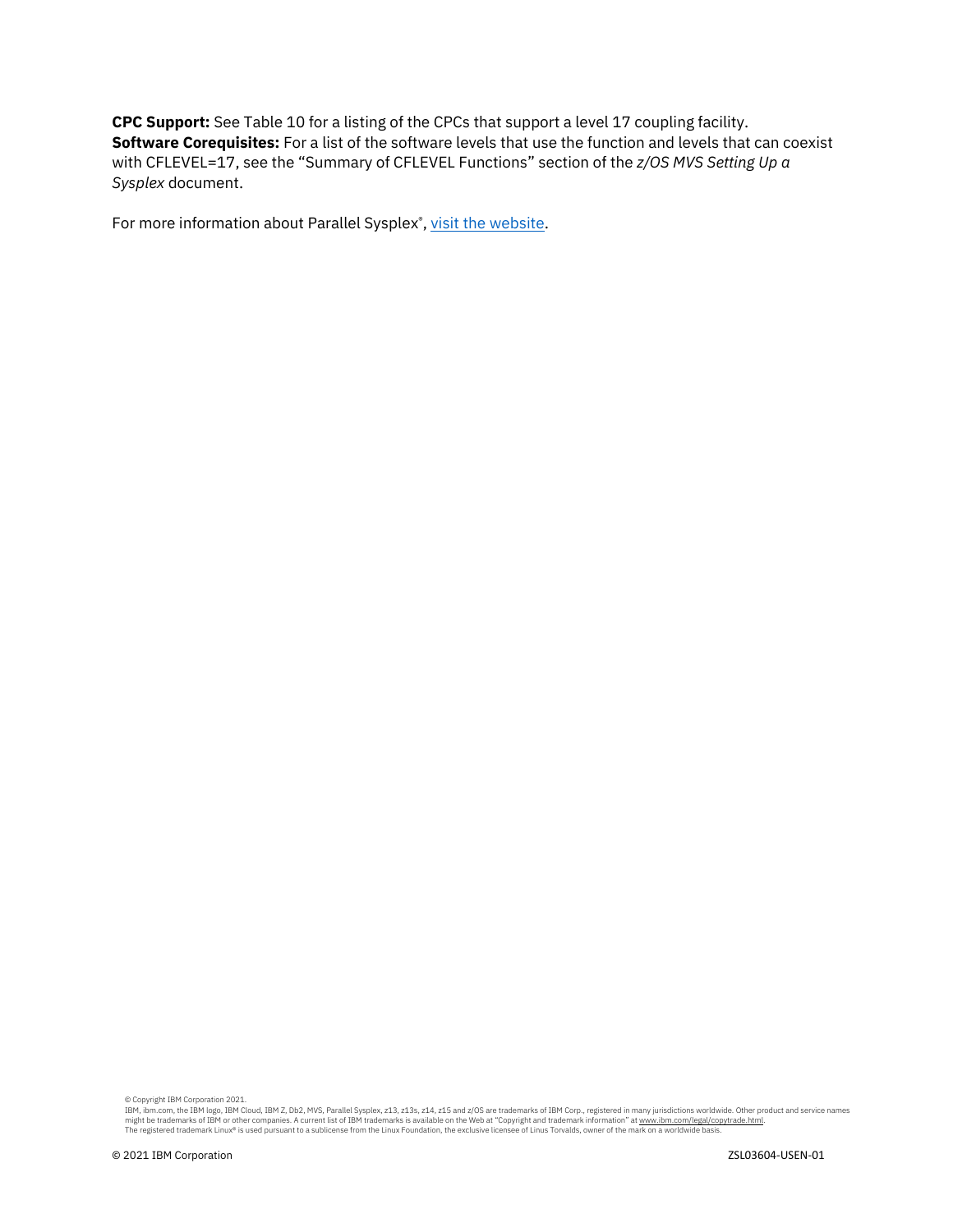**CPC Support:** See Table 10 for a listing of the CPCs that support a level 17 coupling facility.
**Software Corequisites:** For a list of the software levels that use the function and levels that can coexist with CFLEVEL=17, see the "Summary of CFLEVEL Functions" section of the *z/OS MVS Setting Up a Sysplex* document.

For more information about Parallel Sysplex®, visit the website.

© Copyright IBM Corporation 2021.
IBM, ibm.com, the IBM logo, IBM Cloud, IBM Z, Db2, MVS, Parallel Sysplex, z13, z13s, z14, z15 and z/OS are trademarks of IBM Corp., registered in many jurisdictions worldwide. Other product and service names might be trademarks of IBM or other companies. A current list of IBM trademarks is available on the Web at "Copyright and trademark information" at www.ibm.com/legal/copytrade.html.
The registered trademark Linux® is used pursuant to a sublicense from the Linux Foundation, the exclusive licensee of Linus Torvalds, owner of the mark on a worldwide basis.

© 2021 IBM Corporation

ZSL03604-USEN-01